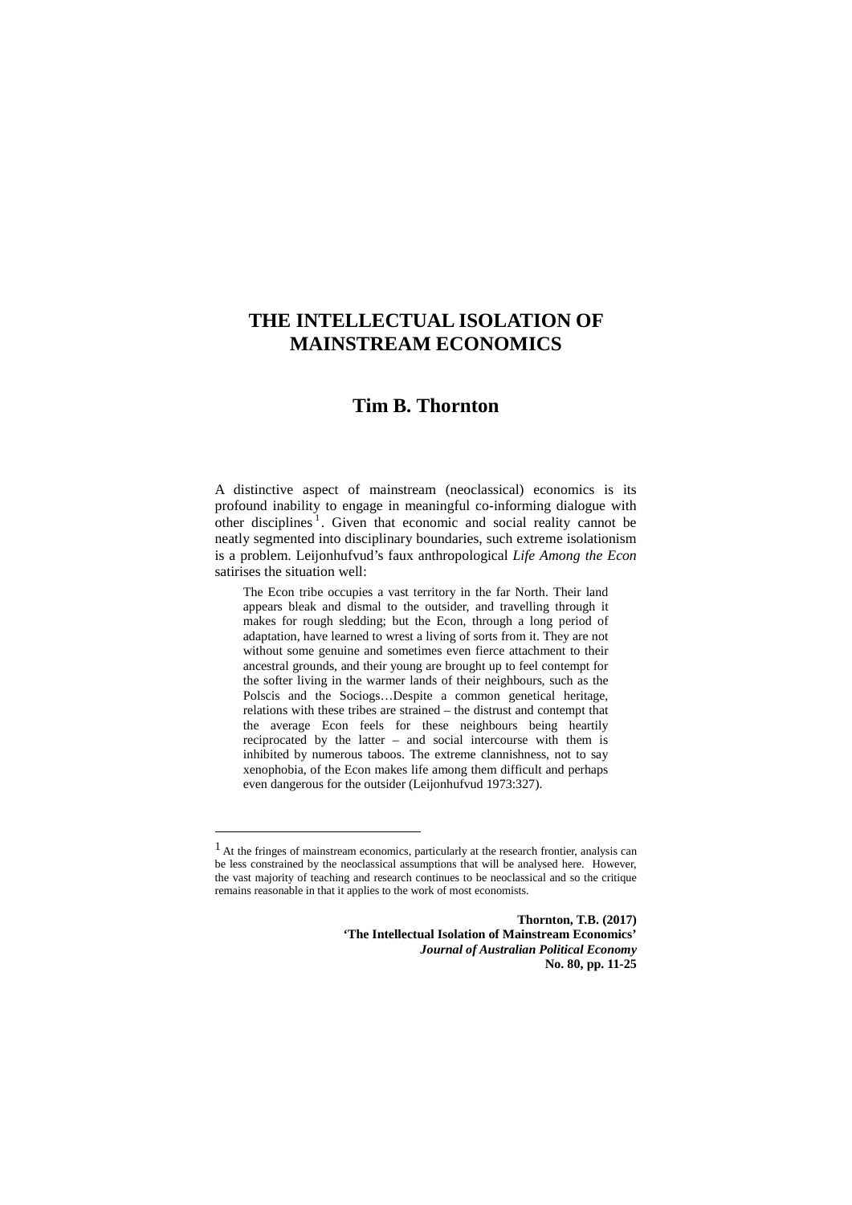# THE INTELLECTUAL ISOLATION OF MAINSTREAM ECONOMICS

## Tim B. Thornton

A distinctive aspect of mainstream (neoclassical) economics is its profound inability to engage in meaningful co-informing dialogue with other disciplines[1]. Given that economic and social reality cannot be neatly segmented into disciplinary boundaries, such extreme isolationism is a problem. Leijonhufvud's faux anthropological *Life Among the Econ* satirises the situation well:

> The Econ tribe occupies a vast territory in the far North. Their land appears bleak and dismal to the outsider, and travelling through it makes for rough sledding; but the Econ, through a long period of adaptation, have learned to wrest a living of sorts from it. They are not without some genuine and sometimes even fierce attachment to their ancestral grounds, and their young are brought up to feel contempt for the softer living in the warmer lands of their neighbours, such as the Polscis and the Sociogs…Despite a common genetical heritage, relations with these tribes are strained – the distrust and contempt that the average Econ feels for these neighbours being heartily reciprocated by the latter – and social intercourse with them is inhibited by numerous taboos. The extreme clannishness, not to say xenophobia, of the Econ makes life among them difficult and perhaps even dangerous for the outsider (Leijonhufvud 1973:327).

---

[1] At the fringes of mainstream economics, particularly at the research frontier, analysis can be less constrained by the neoclassical assumptions that will be analysed here. However, the vast majority of teaching and research continues to be neoclassical and so the critique remains reasonable in that it applies to the work of most economists.

**Thornton, T.B. (2017)**
**'The Intellectual Isolation of Mainstream Economics'**
***Journal of Australian Political Economy***
**No. 80, pp. 11-25**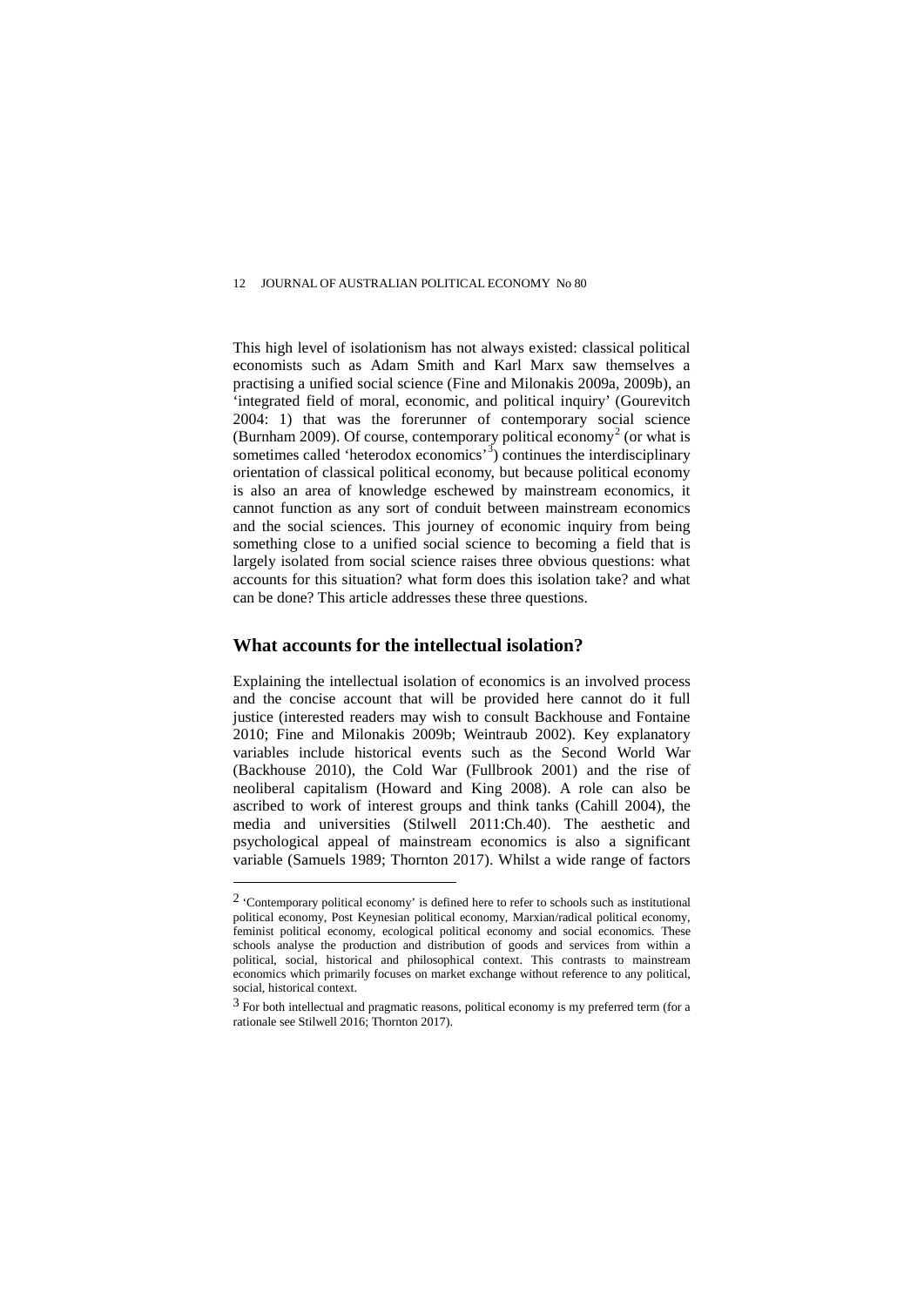This high level of isolationism has not always existed: classical political economists such as Adam Smith and Karl Marx saw themselves a practising a unified social science (Fine and Milonakis 2009a, 2009b), an 'integrated field of moral, economic, and political inquiry' (Gourevitch 2004: 1) that was the forerunner of contemporary social science (Burnham 2009). Of course, contemporary political economy[2] (or what is sometimes called 'heterodox economics'[3]) continues the interdisciplinary orientation of classical political economy, but because political economy is also an area of knowledge eschewed by mainstream economics, it cannot function as any sort of conduit between mainstream economics and the social sciences. This journey of economic inquiry from being something close to a unified social science to becoming a field that is largely isolated from social science raises three obvious questions: what accounts for this situation? what form does this isolation take? and what can be done? This article addresses these three questions.

## What accounts for the intellectual isolation?

Explaining the intellectual isolation of economics is an involved process and the concise account that will be provided here cannot do it full justice (interested readers may wish to consult Backhouse and Fontaine 2010; Fine and Milonakis 2009b; Weintraub 2002). Key explanatory variables include historical events such as the Second World War (Backhouse 2010), the Cold War (Fullbrook 2001) and the rise of neoliberal capitalism (Howard and King 2008). A role can also be ascribed to work of interest groups and think tanks (Cahill 2004), the media and universities (Stilwell 2011:Ch.40). The aesthetic and psychological appeal of mainstream economics is also a significant variable (Samuels 1989; Thornton 2017). Whilst a wide range of factors

[2] 'Contemporary political economy' is defined here to refer to schools such as institutional political economy, Post Keynesian political economy, Marxian/radical political economy, feminist political economy, ecological political economy and social economics. These schools analyse the production and distribution of goods and services from within a political, social, historical and philosophical context. This contrasts to mainstream economics which primarily focuses on market exchange without reference to any political, social, historical context.

[3] For both intellectual and pragmatic reasons, political economy is my preferred term (for a rationale see Stilwell 2016; Thornton 2017).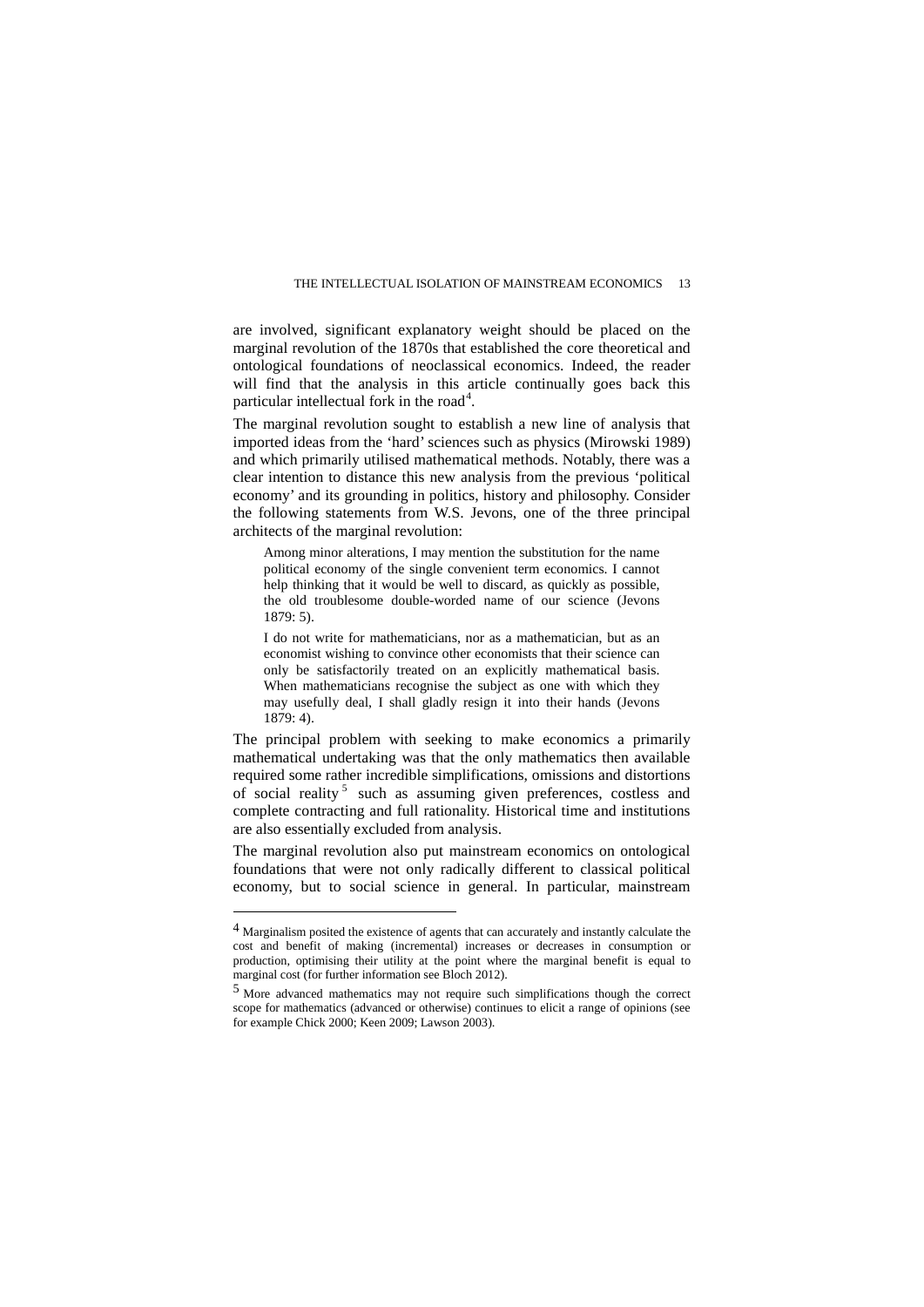are involved, significant explanatory weight should be placed on the marginal revolution of the 1870s that established the core theoretical and ontological foundations of neoclassical economics. Indeed, the reader will find that the analysis in this article continually goes back this particular intellectual fork in the road[4].

The marginal revolution sought to establish a new line of analysis that imported ideas from the 'hard' sciences such as physics (Mirowski 1989) and which primarily utilised mathematical methods. Notably, there was a clear intention to distance this new analysis from the previous 'political economy' and its grounding in politics, history and philosophy. Consider the following statements from W.S. Jevons, one of the three principal architects of the marginal revolution:

> Among minor alterations, I may mention the substitution for the name political economy of the single convenient term economics. I cannot help thinking that it would be well to discard, as quickly as possible, the old troublesome double-worded name of our science (Jevons 1879: 5).

> I do not write for mathematicians, nor as a mathematician, but as an economist wishing to convince other economists that their science can only be satisfactorily treated on an explicitly mathematical basis. When mathematicians recognise the subject as one with which they may usefully deal, I shall gladly resign it into their hands (Jevons 1879: 4).

The principal problem with seeking to make economics a primarily mathematical undertaking was that the only mathematics then available required some rather incredible simplifications, omissions and distortions of social reality[5] such as assuming given preferences, costless and complete contracting and full rationality. Historical time and institutions are also essentially excluded from analysis.

The marginal revolution also put mainstream economics on ontological foundations that were not only radically different to classical political economy, but to social science in general. In particular, mainstream

---

[4] Marginalism posited the existence of agents that can accurately and instantly calculate the cost and benefit of making (incremental) increases or decreases in consumption or production, optimising their utility at the point where the marginal benefit is equal to marginal cost (for further information see Bloch 2012).

[5] More advanced mathematics may not require such simplifications though the correct scope for mathematics (advanced or otherwise) continues to elicit a range of opinions (see for example Chick 2000; Keen 2009; Lawson 2003).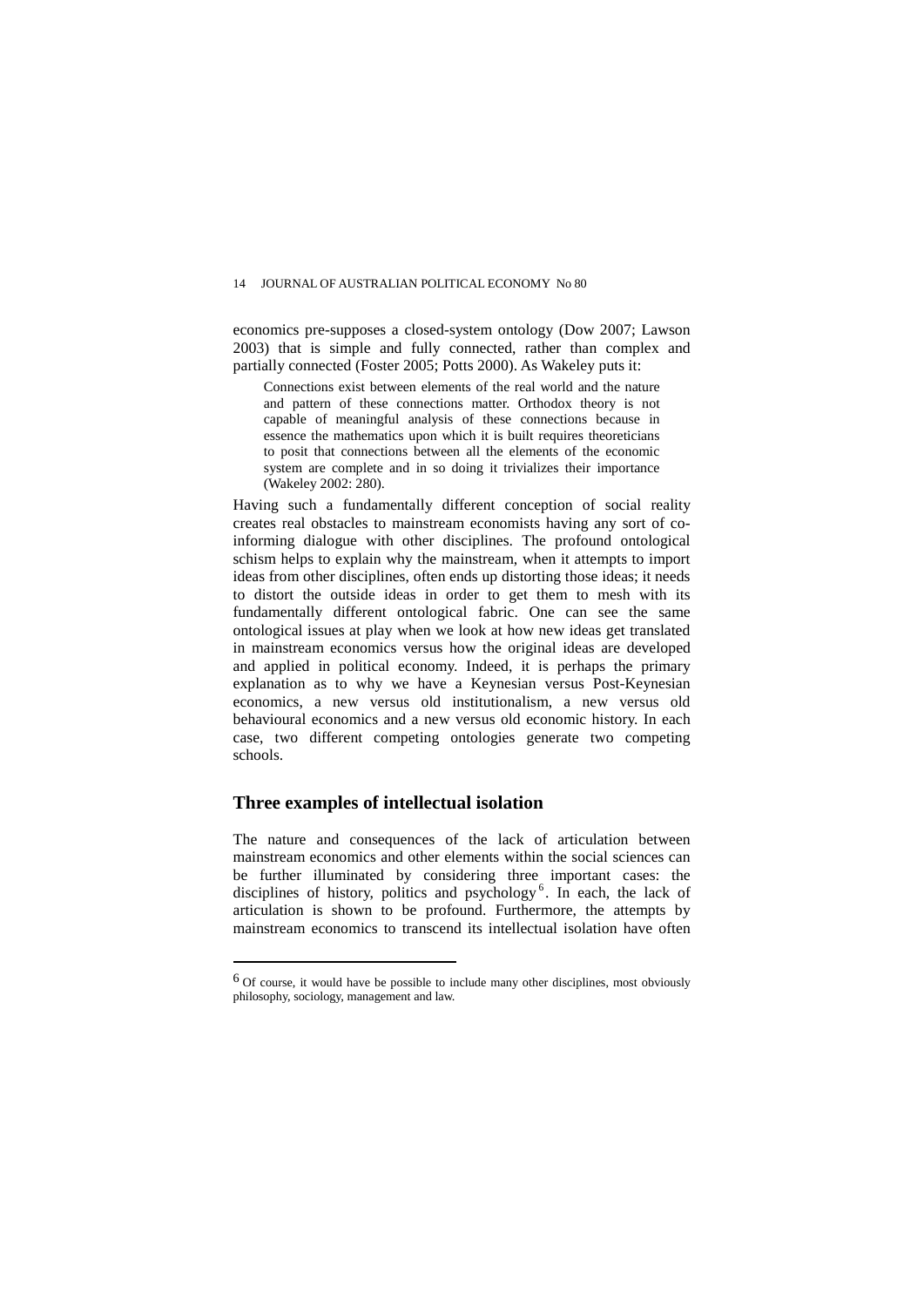economics pre-supposes a closed-system ontology (Dow 2007; Lawson 2003) that is simple and fully connected, rather than complex and partially connected (Foster 2005; Potts 2000). As Wakeley puts it:

> Connections exist between elements of the real world and the nature and pattern of these connections matter. Orthodox theory is not capable of meaningful analysis of these connections because in essence the mathematics upon which it is built requires theoreticians to posit that connections between all the elements of the economic system are complete and in so doing it trivializes their importance (Wakeley 2002: 280).

Having such a fundamentally different conception of social reality creates real obstacles to mainstream economists having any sort of co-informing dialogue with other disciplines. The profound ontological schism helps to explain why the mainstream, when it attempts to import ideas from other disciplines, often ends up distorting those ideas; it needs to distort the outside ideas in order to get them to mesh with its fundamentally different ontological fabric. One can see the same ontological issues at play when we look at how new ideas get translated in mainstream economics versus how the original ideas are developed and applied in political economy. Indeed, it is perhaps the primary explanation as to why we have a Keynesian versus Post-Keynesian economics, a new versus old institutionalism, a new versus old behavioural economics and a new versus old economic history. In each case, two different competing ontologies generate two competing schools.

## Three examples of intellectual isolation

The nature and consequences of the lack of articulation between mainstream economics and other elements within the social sciences can be further illuminated by considering three important cases: the disciplines of history, politics and psychology[6]. In each, the lack of articulation is shown to be profound. Furthermore, the attempts by mainstream economics to transcend its intellectual isolation have often

---

[6] Of course, it would have be possible to include many other disciplines, most obviously philosophy, sociology, management and law.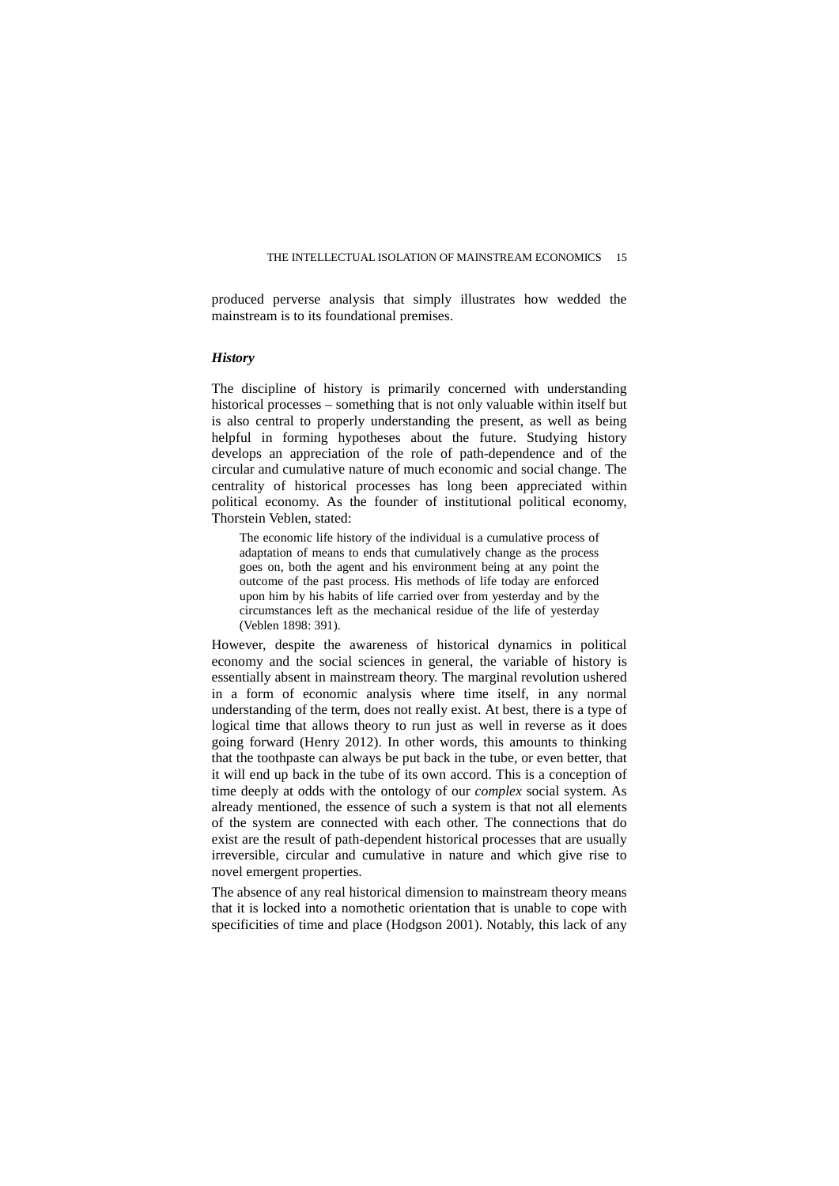produced perverse analysis that simply illustrates how wedded the mainstream is to its foundational premises.

### *History*

The discipline of history is primarily concerned with understanding historical processes – something that is not only valuable within itself but is also central to properly understanding the present, as well as being helpful in forming hypotheses about the future. Studying history develops an appreciation of the role of path-dependence and of the circular and cumulative nature of much economic and social change. The centrality of historical processes has long been appreciated within political economy. As the founder of institutional political economy, Thorstein Veblen, stated:

> The economic life history of the individual is a cumulative process of adaptation of means to ends that cumulatively change as the process goes on, both the agent and his environment being at any point the outcome of the past process. His methods of life today are enforced upon him by his habits of life carried over from yesterday and by the circumstances left as the mechanical residue of the life of yesterday (Veblen 1898: 391).

However, despite the awareness of historical dynamics in political economy and the social sciences in general, the variable of history is essentially absent in mainstream theory. The marginal revolution ushered in a form of economic analysis where time itself, in any normal understanding of the term, does not really exist. At best, there is a type of logical time that allows theory to run just as well in reverse as it does going forward (Henry 2012). In other words, this amounts to thinking that the toothpaste can always be put back in the tube, or even better, that it will end up back in the tube of its own accord. This is a conception of time deeply at odds with the ontology of our *complex* social system. As already mentioned, the essence of such a system is that not all elements of the system are connected with each other. The connections that do exist are the result of path-dependent historical processes that are usually irreversible, circular and cumulative in nature and which give rise to novel emergent properties.

The absence of any real historical dimension to mainstream theory means that it is locked into a nomothetic orientation that is unable to cope with specificities of time and place (Hodgson 2001). Notably, this lack of any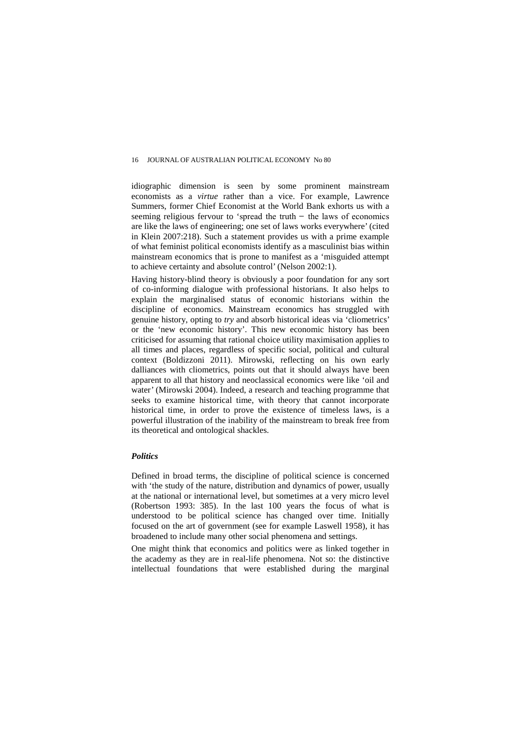idiographic dimension is seen by some prominent mainstream economists as a *virtue* rather than a vice. For example, Lawrence Summers, former Chief Economist at the World Bank exhorts us with a seeming religious fervour to 'spread the truth − the laws of economics are like the laws of engineering; one set of laws works everywhere' (cited in Klein 2007:218). Such a statement provides us with a prime example of what feminist political economists identify as a masculinist bias within mainstream economics that is prone to manifest as a 'misguided attempt to achieve certainty and absolute control' (Nelson 2002:1).

Having history-blind theory is obviously a poor foundation for any sort of co-informing dialogue with professional historians. It also helps to explain the marginalised status of economic historians within the discipline of economics. Mainstream economics has struggled with genuine history, opting to *try* and absorb historical ideas via 'cliometrics' or the 'new economic history'. This new economic history has been criticised for assuming that rational choice utility maximisation applies to all times and places, regardless of specific social, political and cultural context (Boldizzoni 2011). Mirowski, reflecting on his own early dalliances with cliometrics, points out that it should always have been apparent to all that history and neoclassical economics were like 'oil and water' (Mirowski 2004). Indeed, a research and teaching programme that seeks to examine historical time, with theory that cannot incorporate historical time, in order to prove the existence of timeless laws, is a powerful illustration of the inability of the mainstream to break free from its theoretical and ontological shackles.

### *Politics*

Defined in broad terms, the discipline of political science is concerned with 'the study of the nature, distribution and dynamics of power, usually at the national or international level, but sometimes at a very micro level (Robertson 1993: 385). In the last 100 years the focus of what is understood to be political science has changed over time. Initially focused on the art of government (see for example Laswell 1958), it has broadened to include many other social phenomena and settings.

One might think that economics and politics were as linked together in the academy as they are in real-life phenomena. Not so: the distinctive intellectual foundations that were established during the marginal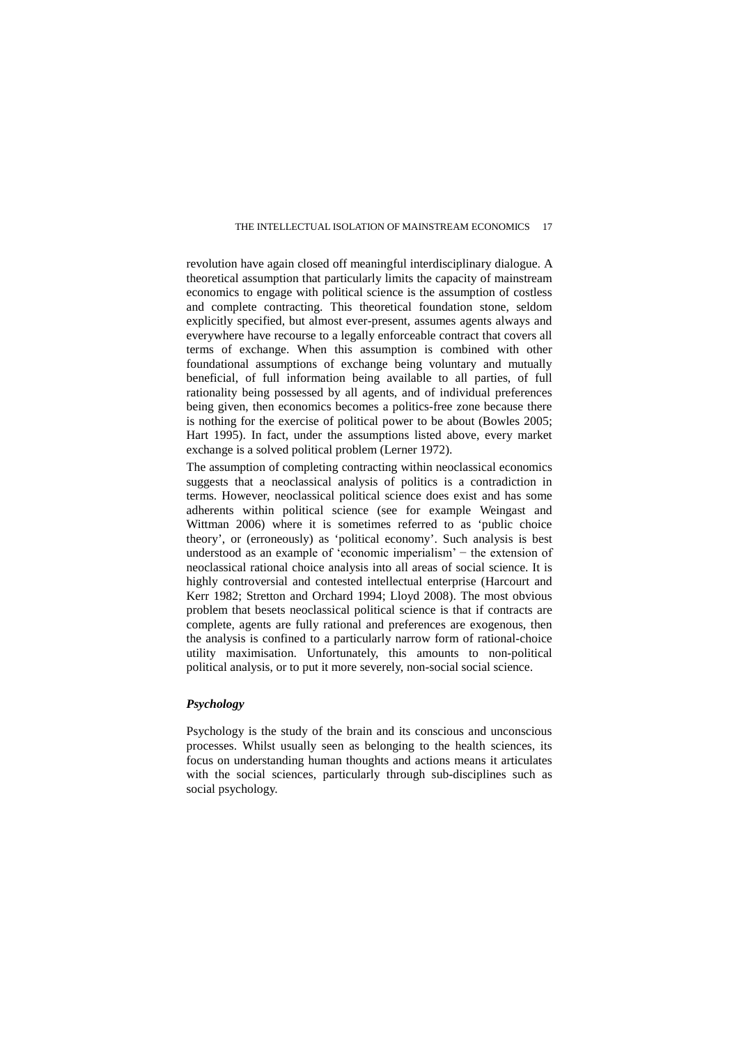revolution have again closed off meaningful interdisciplinary dialogue. A theoretical assumption that particularly limits the capacity of mainstream economics to engage with political science is the assumption of costless and complete contracting. This theoretical foundation stone, seldom explicitly specified, but almost ever-present, assumes agents always and everywhere have recourse to a legally enforceable contract that covers all terms of exchange. When this assumption is combined with other foundational assumptions of exchange being voluntary and mutually beneficial, of full information being available to all parties, of full rationality being possessed by all agents, and of individual preferences being given, then economics becomes a politics-free zone because there is nothing for the exercise of political power to be about (Bowles 2005; Hart 1995). In fact, under the assumptions listed above, every market exchange is a solved political problem (Lerner 1972).

The assumption of completing contracting within neoclassical economics suggests that a neoclassical analysis of politics is a contradiction in terms. However, neoclassical political science does exist and has some adherents within political science (see for example Weingast and Wittman 2006) where it is sometimes referred to as 'public choice theory', or (erroneously) as 'political economy'. Such analysis is best understood as an example of 'economic imperialism' − the extension of neoclassical rational choice analysis into all areas of social science. It is highly controversial and contested intellectual enterprise (Harcourt and Kerr 1982; Stretton and Orchard 1994; Lloyd 2008). The most obvious problem that besets neoclassical political science is that if contracts are complete, agents are fully rational and preferences are exogenous, then the analysis is confined to a particularly narrow form of rational-choice utility maximisation. Unfortunately, this amounts to non-political political analysis, or to put it more severely, non-social social science.

### *Psychology*

Psychology is the study of the brain and its conscious and unconscious processes. Whilst usually seen as belonging to the health sciences, its focus on understanding human thoughts and actions means it articulates with the social sciences, particularly through sub-disciplines such as social psychology.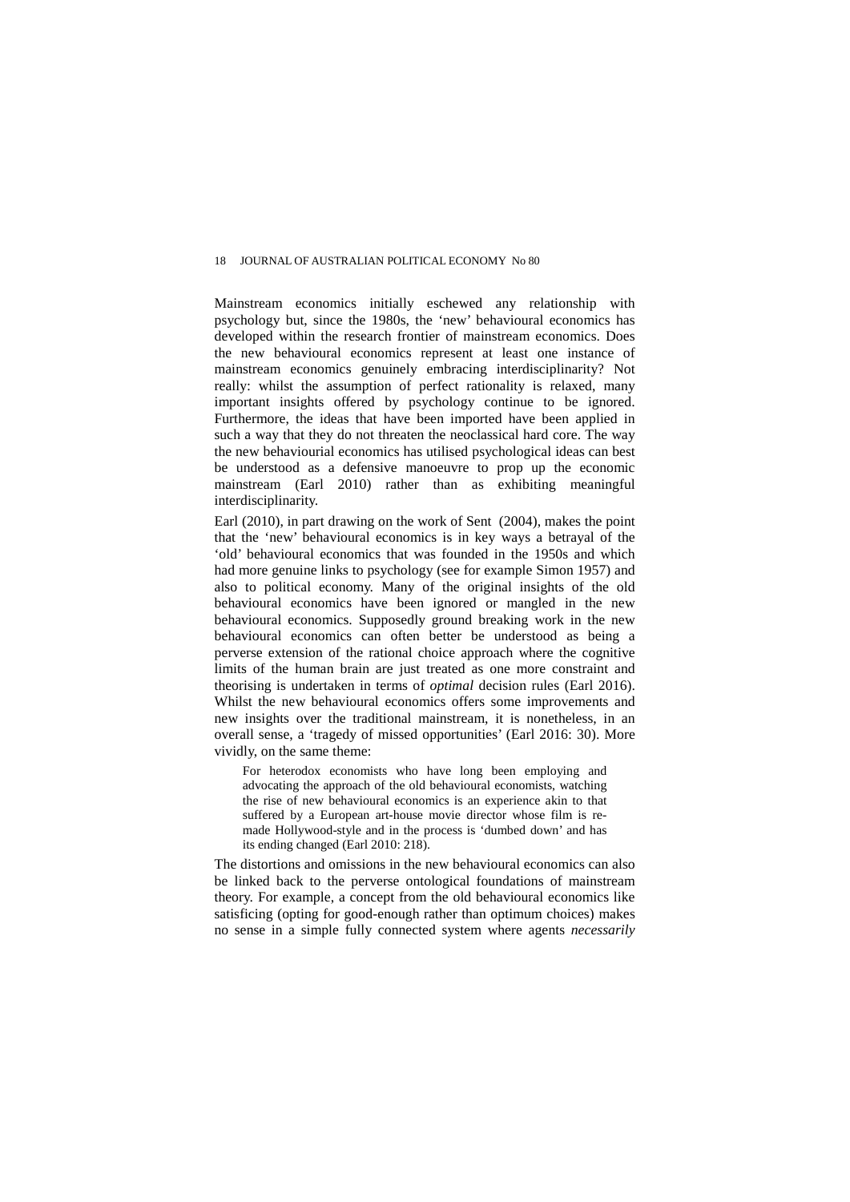Mainstream economics initially eschewed any relationship with psychology but, since the 1980s, the 'new' behavioural economics has developed within the research frontier of mainstream economics. Does the new behavioural economics represent at least one instance of mainstream economics genuinely embracing interdisciplinarity? Not really: whilst the assumption of perfect rationality is relaxed, many important insights offered by psychology continue to be ignored. Furthermore, the ideas that have been imported have been applied in such a way that they do not threaten the neoclassical hard core. The way the new behaviourial economics has utilised psychological ideas can best be understood as a defensive manoeuvre to prop up the economic mainstream (Earl 2010) rather than as exhibiting meaningful interdisciplinarity.

Earl (2010), in part drawing on the work of Sent (2004), makes the point that the 'new' behavioural economics is in key ways a betrayal of the 'old' behavioural economics that was founded in the 1950s and which had more genuine links to psychology (see for example Simon 1957) and also to political economy. Many of the original insights of the old behavioural economics have been ignored or mangled in the new behavioural economics. Supposedly ground breaking work in the new behavioural economics can often better be understood as being a perverse extension of the rational choice approach where the cognitive limits of the human brain are just treated as one more constraint and theorising is undertaken in terms of *optimal* decision rules (Earl 2016). Whilst the new behavioural economics offers some improvements and new insights over the traditional mainstream, it is nonetheless, in an overall sense, a 'tragedy of missed opportunities' (Earl 2016: 30). More vividly, on the same theme:

> For heterodox economists who have long been employing and advocating the approach of the old behavioural economists, watching the rise of new behavioural economics is an experience akin to that suffered by a European art-house movie director whose film is re-made Hollywood-style and in the process is 'dumbed down' and has its ending changed (Earl 2010: 218).

The distortions and omissions in the new behavioural economics can also be linked back to the perverse ontological foundations of mainstream theory. For example, a concept from the old behavioural economics like satisficing (opting for good-enough rather than optimum choices) makes no sense in a simple fully connected system where agents *necessarily*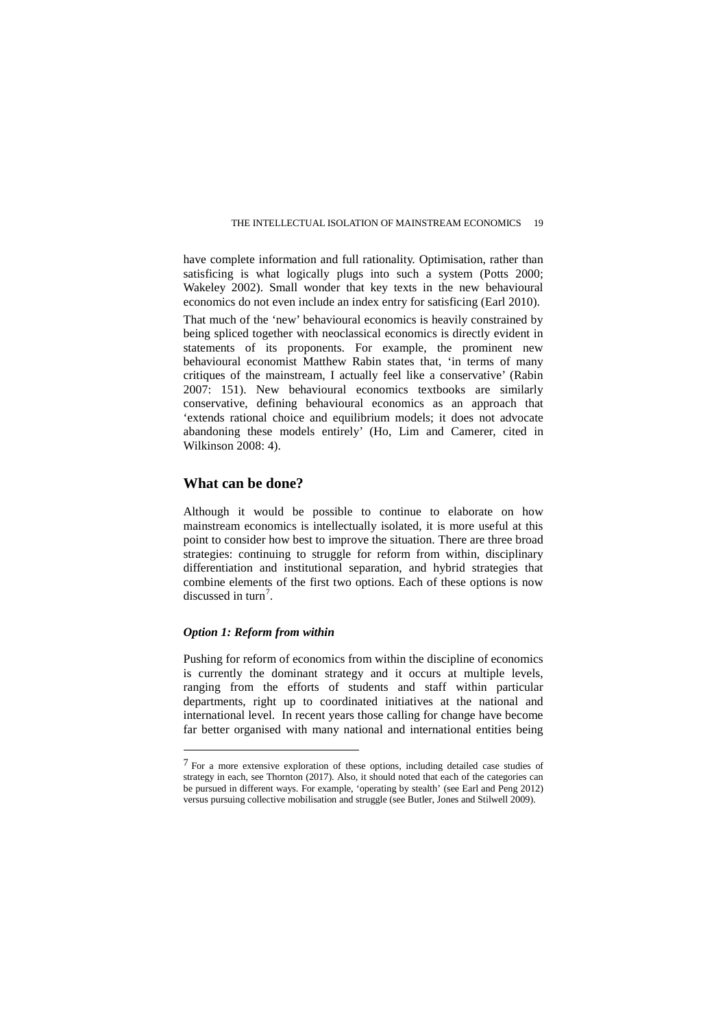have complete information and full rationality. Optimisation, rather than satisficing is what logically plugs into such a system (Potts 2000; Wakeley 2002). Small wonder that key texts in the new behavioural economics do not even include an index entry for satisficing (Earl 2010).

That much of the 'new' behavioural economics is heavily constrained by being spliced together with neoclassical economics is directly evident in statements of its proponents. For example, the prominent new behavioural economist Matthew Rabin states that, 'in terms of many critiques of the mainstream, I actually feel like a conservative' (Rabin 2007: 151). New behavioural economics textbooks are similarly conservative, defining behavioural economics as an approach that 'extends rational choice and equilibrium models; it does not advocate abandoning these models entirely' (Ho, Lim and Camerer, cited in Wilkinson 2008: 4).

## What can be done?

Although it would be possible to continue to elaborate on how mainstream economics is intellectually isolated, it is more useful at this point to consider how best to improve the situation. There are three broad strategies: continuing to struggle for reform from within, disciplinary differentiation and institutional separation, and hybrid strategies that combine elements of the first two options. Each of these options is now discussed in turn[7].

### *Option 1: Reform from within*

Pushing for reform of economics from within the discipline of economics is currently the dominant strategy and it occurs at multiple levels, ranging from the efforts of students and staff within particular departments, right up to coordinated initiatives at the national and international level. In recent years those calling for change have become far better organised with many national and international entities being

---

[7] For a more extensive exploration of these options, including detailed case studies of strategy in each, see Thornton (2017). Also, it should noted that each of the categories can be pursued in different ways. For example, 'operating by stealth' (see Earl and Peng 2012) versus pursuing collective mobilisation and struggle (see Butler, Jones and Stilwell 2009).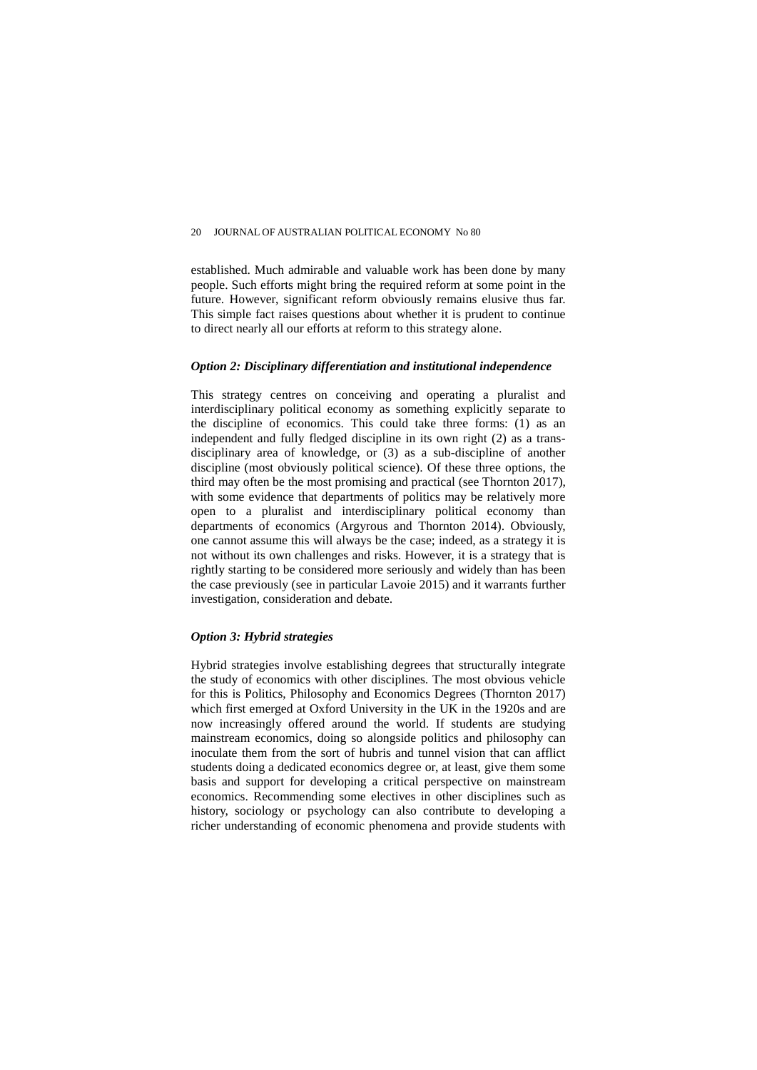established. Much admirable and valuable work has been done by many people. Such efforts might bring the required reform at some point in the future. However, significant reform obviously remains elusive thus far. This simple fact raises questions about whether it is prudent to continue to direct nearly all our efforts at reform to this strategy alone.

### *Option 2: Disciplinary differentiation and institutional independence*

This strategy centres on conceiving and operating a pluralist and interdisciplinary political economy as something explicitly separate to the discipline of economics. This could take three forms: (1) as an independent and fully fledged discipline in its own right (2) as a trans-disciplinary area of knowledge, or (3) as a sub-discipline of another discipline (most obviously political science). Of these three options, the third may often be the most promising and practical (see Thornton 2017), with some evidence that departments of politics may be relatively more open to a pluralist and interdisciplinary political economy than departments of economics (Argyrous and Thornton 2014). Obviously, one cannot assume this will always be the case; indeed, as a strategy it is not without its own challenges and risks. However, it is a strategy that is rightly starting to be considered more seriously and widely than has been the case previously (see in particular Lavoie 2015) and it warrants further investigation, consideration and debate.

### *Option 3: Hybrid strategies*

Hybrid strategies involve establishing degrees that structurally integrate the study of economics with other disciplines. The most obvious vehicle for this is Politics, Philosophy and Economics Degrees (Thornton 2017) which first emerged at Oxford University in the UK in the 1920s and are now increasingly offered around the world. If students are studying mainstream economics, doing so alongside politics and philosophy can inoculate them from the sort of hubris and tunnel vision that can afflict students doing a dedicated economics degree or, at least, give them some basis and support for developing a critical perspective on mainstream economics. Recommending some electives in other disciplines such as history, sociology or psychology can also contribute to developing a richer understanding of economic phenomena and provide students with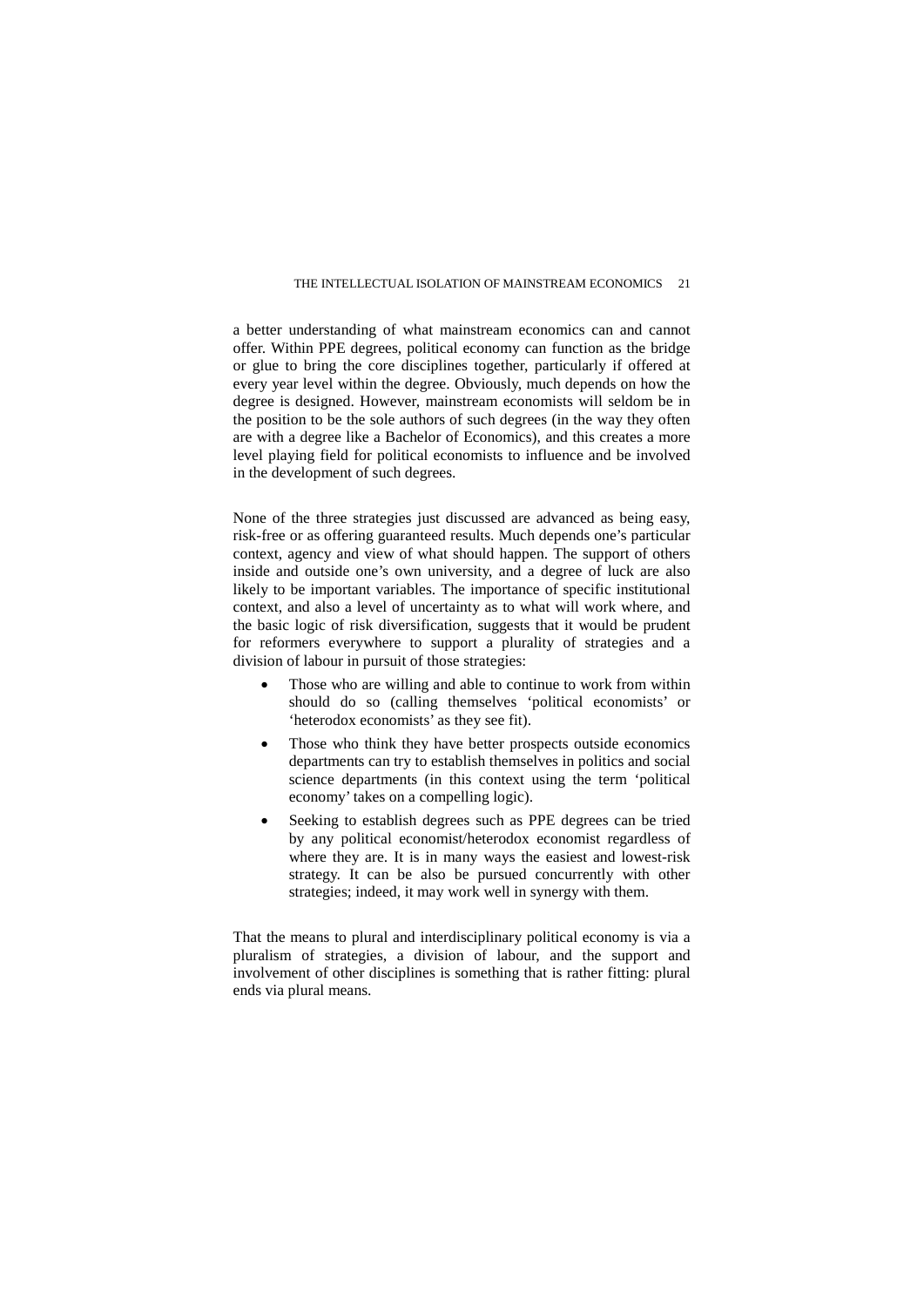a better understanding of what mainstream economics can and cannot offer. Within PPE degrees, political economy can function as the bridge or glue to bring the core disciplines together, particularly if offered at every year level within the degree. Obviously, much depends on how the degree is designed. However, mainstream economists will seldom be in the position to be the sole authors of such degrees (in the way they often are with a degree like a Bachelor of Economics), and this creates a more level playing field for political economists to influence and be involved in the development of such degrees.

None of the three strategies just discussed are advanced as being easy, risk-free or as offering guaranteed results. Much depends one's particular context, agency and view of what should happen. The support of others inside and outside one's own university, and a degree of luck are also likely to be important variables. The importance of specific institutional context, and also a level of uncertainty as to what will work where, and the basic logic of risk diversification, suggests that it would be prudent for reformers everywhere to support a plurality of strategies and a division of labour in pursuit of those strategies:

- Those who are willing and able to continue to work from within should do so (calling themselves 'political economists' or 'heterodox economists' as they see fit).
- Those who think they have better prospects outside economics departments can try to establish themselves in politics and social science departments (in this context using the term 'political economy' takes on a compelling logic).
- Seeking to establish degrees such as PPE degrees can be tried by any political economist/heterodox economist regardless of where they are. It is in many ways the easiest and lowest-risk strategy. It can be also be pursued concurrently with other strategies; indeed, it may work well in synergy with them.

That the means to plural and interdisciplinary political economy is via a pluralism of strategies, a division of labour, and the support and involvement of other disciplines is something that is rather fitting: plural ends via plural means.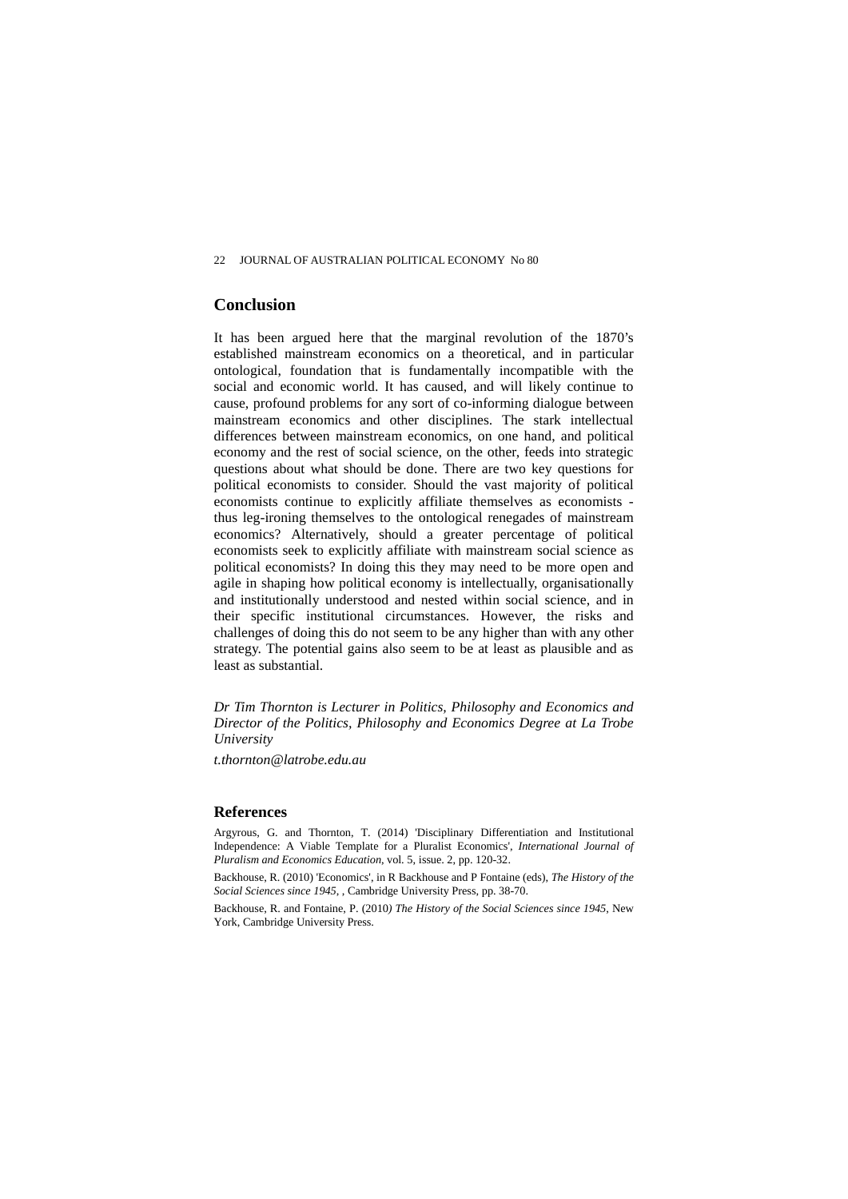## Conclusion

It has been argued here that the marginal revolution of the 1870's established mainstream economics on a theoretical, and in particular ontological, foundation that is fundamentally incompatible with the social and economic world. It has caused, and will likely continue to cause, profound problems for any sort of co-informing dialogue between mainstream economics and other disciplines. The stark intellectual differences between mainstream economics, on one hand, and political economy and the rest of social science, on the other, feeds into strategic questions about what should be done. There are two key questions for political economists to consider. Should the vast majority of political economists continue to explicitly affiliate themselves as economists - thus leg-ironing themselves to the ontological renegades of mainstream economics? Alternatively, should a greater percentage of political economists seek to explicitly affiliate with mainstream social science as political economists? In doing this they may need to be more open and agile in shaping how political economy is intellectually, organisationally and institutionally understood and nested within social science, and in their specific institutional circumstances. However, the risks and challenges of doing this do not seem to be any higher than with any other strategy. The potential gains also seem to be at least as plausible and as least as substantial.

*Dr Tim Thornton is Lecturer in Politics, Philosophy and Economics and Director of the Politics, Philosophy and Economics Degree at La Trobe University*

*t.thornton@latrobe.edu.au*

## References

Argyrous, G. and Thornton, T. (2014) 'Disciplinary Differentiation and Institutional Independence: A Viable Template for a Pluralist Economics', *International Journal of Pluralism and Economics Education*, vol. 5, issue. 2, pp. 120-32.

Backhouse, R. (2010) 'Economics', in R Backhouse and P Fontaine (eds), *The History of the Social Sciences since 1945*, , Cambridge University Press, pp. 38-70.

Backhouse, R. and Fontaine, P. (2010*) The History of the Social Sciences since 1945*, New York, Cambridge University Press.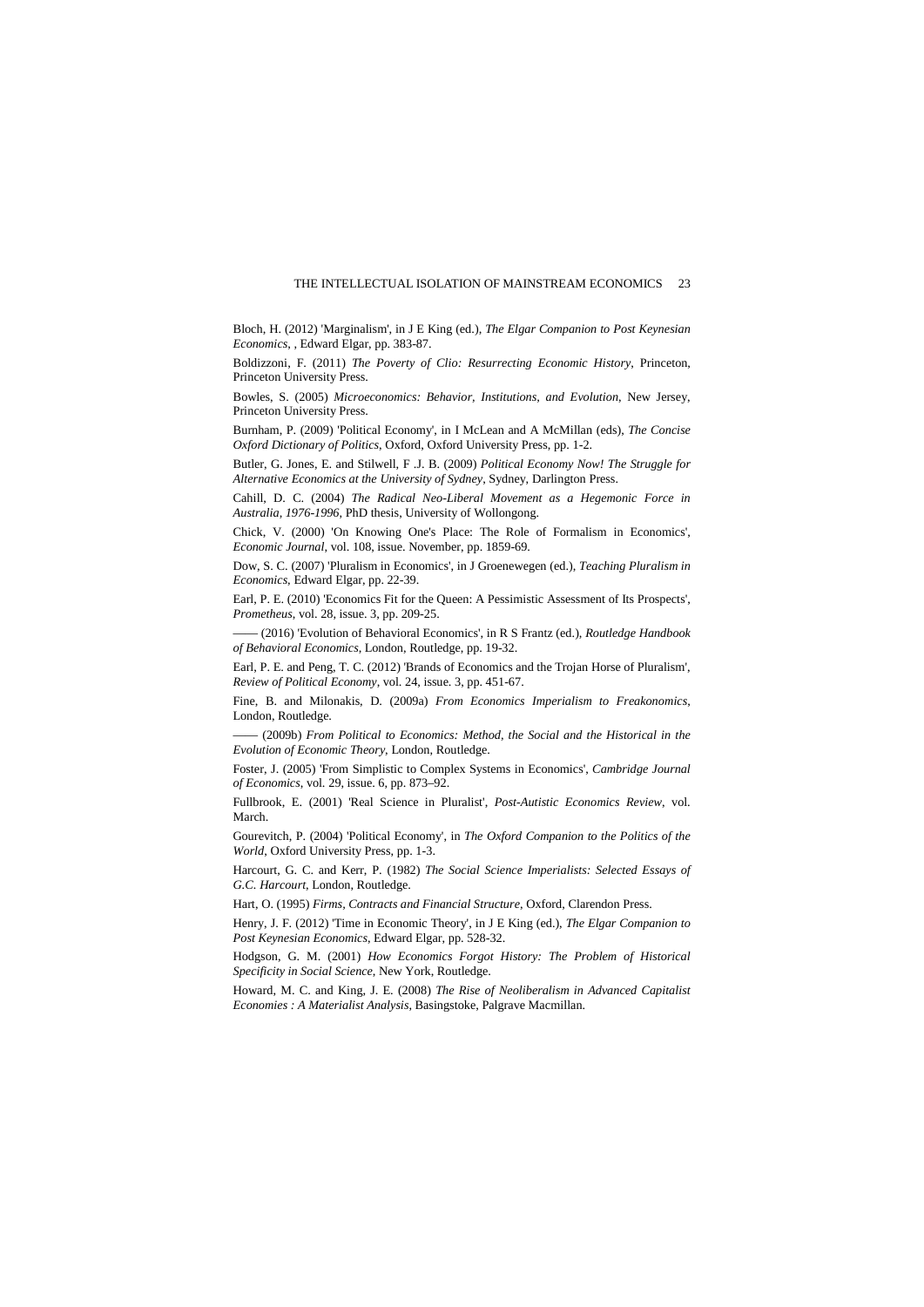Bloch, H. (2012) 'Marginalism', in J E King (ed.), *The Elgar Companion to Post Keynesian Economics*, , Edward Elgar, pp. 383-87.

Boldizzoni, F. (2011) *The Poverty of Clio: Resurrecting Economic History*, Princeton, Princeton University Press.

Bowles, S. (2005) *Microeconomics: Behavior, Institutions, and Evolution*, New Jersey, Princeton University Press.

Burnham, P. (2009) 'Political Economy', in I McLean and A McMillan (eds), *The Concise Oxford Dictionary of Politics*, Oxford, Oxford University Press, pp. 1-2.

Butler, G. Jones, E. and Stilwell, F .J. B. (2009) *Political Economy Now! The Struggle for Alternative Economics at the University of Sydney*, Sydney, Darlington Press.

Cahill, D. C. (2004) *The Radical Neo-Liberal Movement as a Hegemonic Force in Australia, 1976-1996*, PhD thesis, University of Wollongong.

Chick, V. (2000) 'On Knowing One's Place: The Role of Formalism in Economics', *Economic Journal*, vol. 108, issue. November, pp. 1859-69.

Dow, S. C. (2007) 'Pluralism in Economics', in J Groenewegen (ed.), *Teaching Pluralism in Economics*, Edward Elgar, pp. 22-39.

Earl, P. E. (2010) 'Economics Fit for the Queen: A Pessimistic Assessment of Its Prospects', *Prometheus*, vol. 28, issue. 3, pp. 209-25.

—— (2016) 'Evolution of Behavioral Economics', in R S Frantz (ed.), *Routledge Handbook of Behavioral Economics*, London, Routledge, pp. 19-32.

Earl, P. E. and Peng, T. C. (2012) 'Brands of Economics and the Trojan Horse of Pluralism', *Review of Political Economy*, vol. 24, issue. 3, pp. 451-67.

Fine, B. and Milonakis, D. (2009a) *From Economics Imperialism to Freakonomics*, London, Routledge.

—— (2009b) *From Political to Economics: Method, the Social and the Historical in the Evolution of Economic Theory*, London, Routledge.

Foster, J. (2005) 'From Simplistic to Complex Systems in Economics', *Cambridge Journal of Economics*, vol. 29, issue. 6, pp. 873–92.

Fullbrook, E. (2001) 'Real Science in Pluralist', *Post-Autistic Economics Review*, vol. March.

Gourevitch, P. (2004) 'Political Economy', in *The Oxford Companion to the Politics of the World*, Oxford University Press, pp. 1-3.

Harcourt, G. C. and Kerr, P. (1982) *The Social Science Imperialists: Selected Essays of G.C. Harcourt*, London, Routledge.

Hart, O. (1995) *Firms, Contracts and Financial Structure*, Oxford, Clarendon Press.

Henry, J. F. (2012) 'Time in Economic Theory', in J E King (ed.), *The Elgar Companion to Post Keynesian Economics*, Edward Elgar, pp. 528-32.

Hodgson, G. M. (2001) *How Economics Forgot History: The Problem of Historical Specificity in Social Science*, New York, Routledge.

Howard, M. C. and King, J. E. (2008) *The Rise of Neoliberalism in Advanced Capitalist Economies : A Materialist Analysis*, Basingstoke, Palgrave Macmillan.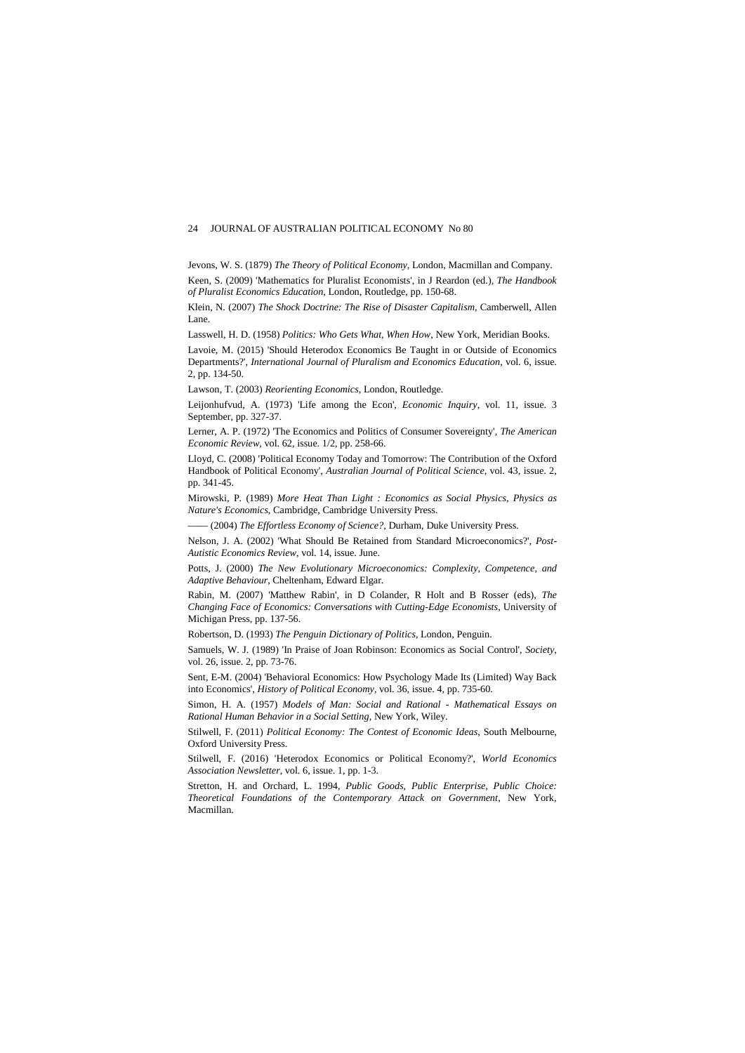Jevons, W. S. (1879) *The Theory of Political Economy*, London, Macmillan and Company.

Keen, S. (2009) 'Mathematics for Pluralist Economists', in J Reardon (ed.), *The Handbook of Pluralist Economics Education*, London, Routledge, pp. 150-68.

Klein, N. (2007) *The Shock Doctrine: The Rise of Disaster Capitalism*, Camberwell, Allen Lane.

Lasswell, H. D. (1958) *Politics: Who Gets What, When How*, New York, Meridian Books.

Lavoie, M. (2015) 'Should Heterodox Economics Be Taught in or Outside of Economics Departments?', *International Journal of Pluralism and Economics Education*, vol. 6, issue. 2, pp. 134-50.

Lawson, T. (2003) *Reorienting Economics*, London, Routledge.

Leijonhufvud, A. (1973) 'Life among the Econ', *Economic Inquiry*, vol. 11, issue. 3 September, pp. 327-37.

Lerner, A. P. (1972) 'The Economics and Politics of Consumer Sovereignty', *The American Economic Review*, vol. 62, issue. 1/2, pp. 258-66.

Lloyd, C. (2008) 'Political Economy Today and Tomorrow: The Contribution of the Oxford Handbook of Political Economy', *Australian Journal of Political Science*, vol. 43, issue. 2, pp. 341-45.

Mirowski, P. (1989) *More Heat Than Light : Economics as Social Physics, Physics as Nature's Economics*, Cambridge, Cambridge University Press.

—— (2004) *The Effortless Economy of Science?*, Durham, Duke University Press.

Nelson, J. A. (2002) 'What Should Be Retained from Standard Microeconomics?', *Post-Autistic Economics Review*, vol. 14, issue. June.

Potts, J. (2000) *The New Evolutionary Microeconomics: Complexity, Competence, and Adaptive Behaviour*, Cheltenham, Edward Elgar.

Rabin, M. (2007) 'Matthew Rabin', in D Colander, R Holt and B Rosser (eds), *The Changing Face of Economics: Conversations with Cutting-Edge Economists*, University of Michigan Press, pp. 137-56.

Robertson, D. (1993) *The Penguin Dictionary of Politics*, London, Penguin.

Samuels, W. J. (1989) 'In Praise of Joan Robinson: Economics as Social Control', *Society*, vol. 26, issue. 2, pp. 73-76.

Sent, E-M. (2004) 'Behavioral Economics: How Psychology Made Its (Limited) Way Back into Economics', *History of Political Economy*, vol. 36, issue. 4, pp. 735-60.

Simon, H. A. (1957) *Models of Man: Social and Rational - Mathematical Essays on Rational Human Behavior in a Social Setting*, New York, Wiley.

Stilwell, F. (2011) *Political Economy: The Contest of Economic Ideas*, South Melbourne, Oxford University Press.

Stilwell, F. (2016) 'Heterodox Economics or Political Economy?', *World Economics Association Newsletter*, vol. 6, issue. 1, pp. 1-3.

Stretton, H. and Orchard, L. 1994, *Public Goods, Public Enterprise, Public Choice: Theoretical Foundations of the Contemporary Attack on Government*, New York, Macmillan.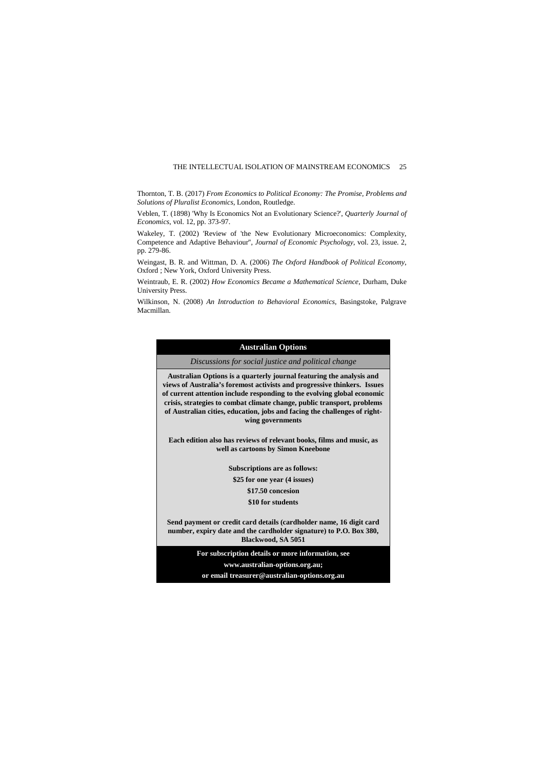Thornton, T. B. (2017) *From Economics to Political Economy: The Promise, Problems and Solutions of Pluralist Economics*, London, Routledge.

Veblen, T. (1898) 'Why Is Economics Not an Evolutionary Science?', *Quarterly Journal of Economics*, vol. 12, pp. 373-97.

Wakeley, T. (2002) 'Review of 'the New Evolutionary Microeconomics: Complexity, Competence and Adaptive Behaviour'', *Journal of Economic Psychology*, vol. 23, issue. 2, pp. 279-86.

Weingast, B. R. and Wittman, D. A. (2006) *The Oxford Handbook of Political Economy*, Oxford ; New York, Oxford University Press.

Weintraub, E. R. (2002) *How Economics Became a Mathematical Science*, Durham, Duke University Press.

Wilkinson, N. (2008) *An Introduction to Behavioral Economics*, Basingstoke, Palgrave Macmillan.

---

**Australian Options**

*Discussions for social justice and political change*

**Australian Options is a quarterly journal featuring the analysis and views of Australia's foremost activists and progressive thinkers. Issues of current attention include responding to the evolving global economic crisis, strategies to combat climate change, public transport, problems of Australian cities, education, jobs and facing the challenges of right-wing governments**

**Each edition also has reviews of relevant books, films and music, as well as cartoons by Simon Kneebone**

**Subscriptions are as follows:**

**$25 for one year (4 issues)**

**$17.50 concesion**

**$10 for students**

**Send payment or credit card details (cardholder name, 16 digit card number, expiry date and the cardholder signature) to P.O. Box 380, Blackwood, SA 5051**

**For subscription details or more information, see**

**www.australian-options.org.au;**

**or email treasurer@australian-options.org.au**